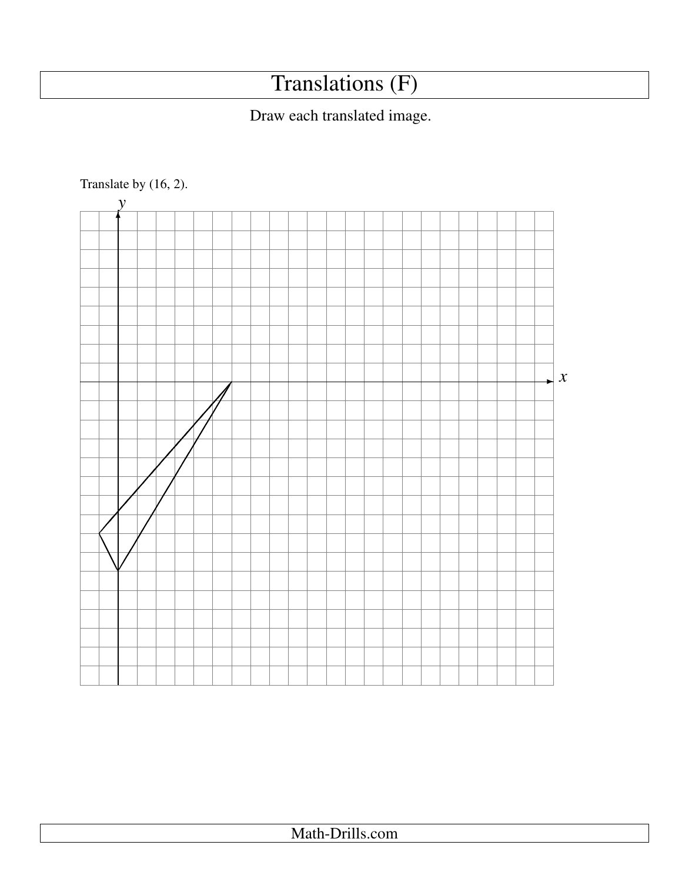# Translations (F)

Draw each translated image.

Translate by (16, 2).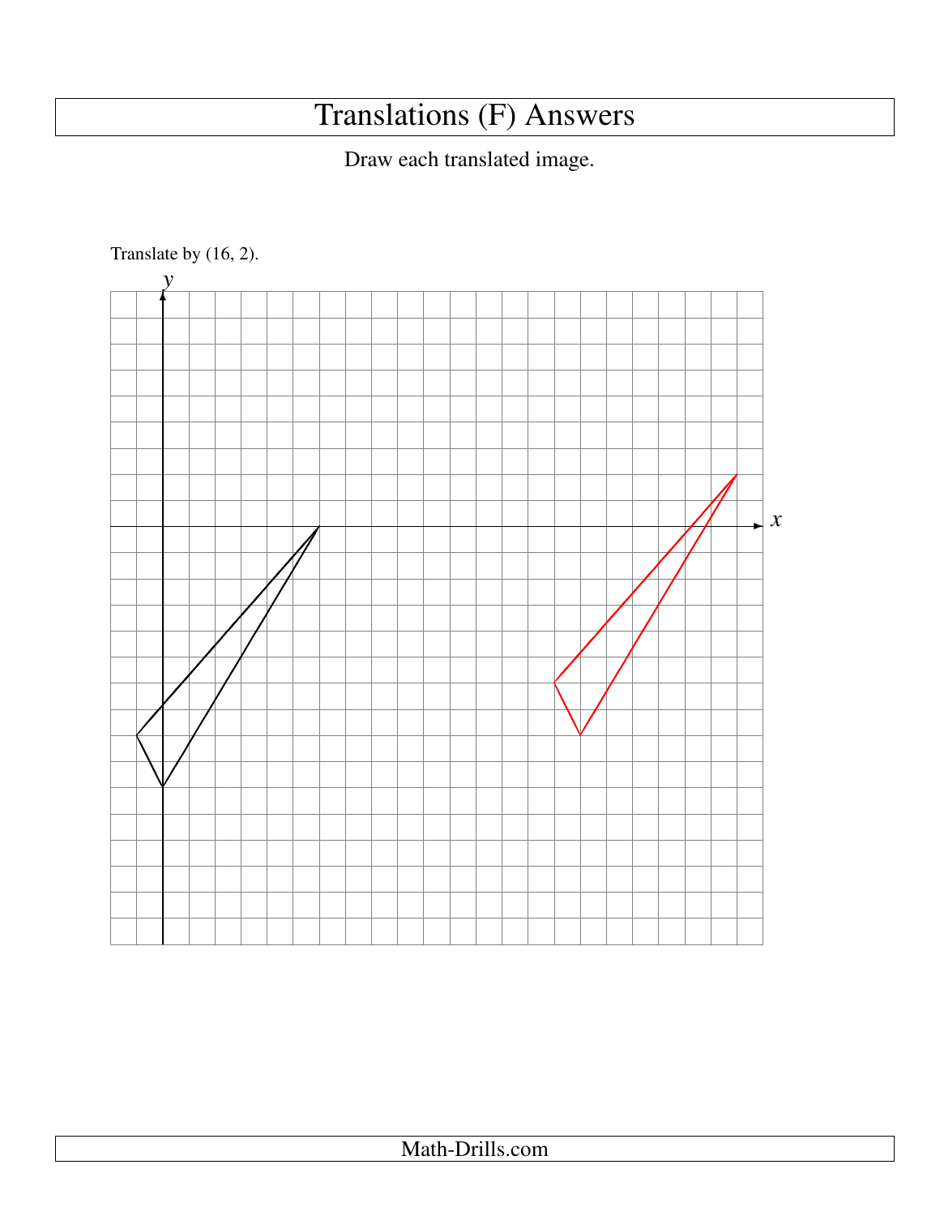# Translations (F) Answers

Draw each translated image.

Translate by (16, 2).

y

x

Math-Drills.com